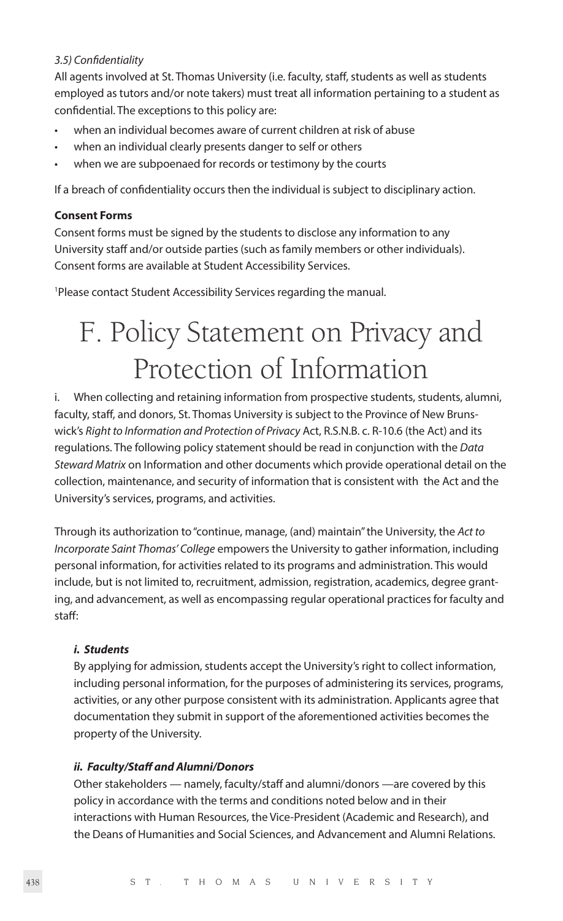*3.5) Confidentiality*

All agents involved at St. Thomas University (i.e. faculty, staff, students as well as students employed as tutors and/or note takers) must treat all information pertaining to a student as confidential. The exceptions to this policy are:

- when an individual becomes aware of current children at risk of abuse
- when an individual clearly presents danger to self or others
- when we are subpoenaed for records or testimony by the courts

If a breach of confidentiality occurs then the individual is subject to disciplinary action.

**Consent Forms**

Consent forms must be signed by the students to disclose any information to any University staff and/or outside parties (such as family members or other individuals). Consent forms are available at Student Accessibility Services.

[1]Please contact Student Accessibility Services regarding the manual.

# F. Policy Statement on Privacy and Protection of Information

i. When collecting and retaining information from prospective students, students, alumni, faculty, staff, and donors, St. Thomas University is subject to the Province of New Brunswick's *Right to Information and Protection of Privacy* Act, R.S.N.B. c. R-10.6 (the Act) and its regulations. The following policy statement should be read in conjunction with the *Data Steward Matrix* on Information and other documents which provide operational detail on the collection, maintenance, and security of information that is consistent with the Act and the University's services, programs, and activities.

Through its authorization to "continue, manage, (and) maintain" the University, the *Act to Incorporate Saint Thomas' College* empowers the University to gather information, including personal information, for activities related to its programs and administration. This would include, but is not limited to, recruitment, admission, registration, academics, degree granting, and advancement, as well as encompassing regular operational practices for faculty and staff:

***i. Students***

By applying for admission, students accept the University's right to collect information, including personal information, for the purposes of administering its services, programs, activities, or any other purpose consistent with its administration. Applicants agree that documentation they submit in support of the aforementioned activities becomes the property of the University.

***ii. Faculty/Staff and Alumni/Donors***

Other stakeholders — namely, faculty/staff and alumni/donors —are covered by this policy in accordance with the terms and conditions noted below and in their interactions with Human Resources, the Vice-President (Academic and Research), and the Deans of Humanities and Social Sciences, and Advancement and Alumni Relations.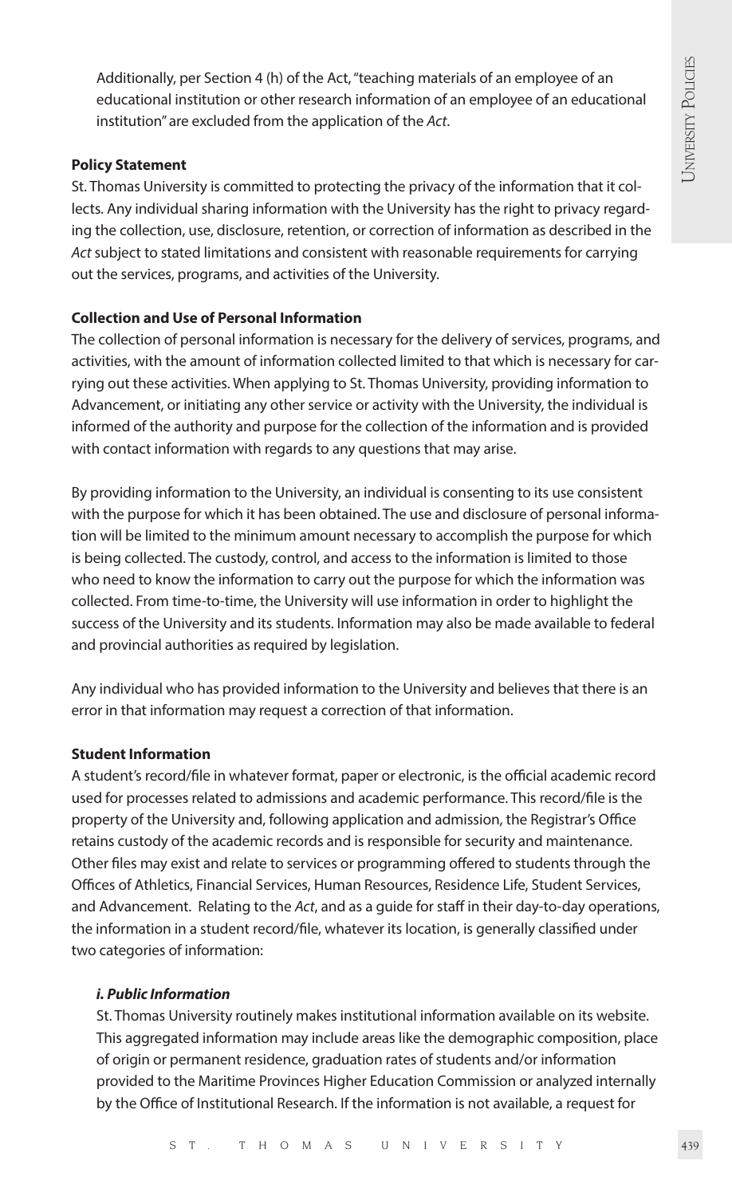Additionally, per Section 4 (h) of the Act, "teaching materials of an employee of an educational institution or other research information of an employee of an educational institution" are excluded from the application of the *Act*.

**Policy Statement**

St. Thomas University is committed to protecting the privacy of the information that it collects. Any individual sharing information with the University has the right to privacy regarding the collection, use, disclosure, retention, or correction of information as described in the *Act* subject to stated limitations and consistent with reasonable requirements for carrying out the services, programs, and activities of the University.

**Collection and Use of Personal Information**

The collection of personal information is necessary for the delivery of services, programs, and activities, with the amount of information collected limited to that which is necessary for carrying out these activities. When applying to St. Thomas University, providing information to Advancement, or initiating any other service or activity with the University, the individual is informed of the authority and purpose for the collection of the information and is provided with contact information with regards to any questions that may arise.

By providing information to the University, an individual is consenting to its use consistent with the purpose for which it has been obtained. The use and disclosure of personal information will be limited to the minimum amount necessary to accomplish the purpose for which is being collected. The custody, control, and access to the information is limited to those who need to know the information to carry out the purpose for which the information was collected. From time-to-time, the University will use information in order to highlight the success of the University and its students. Information may also be made available to federal and provincial authorities as required by legislation.

Any individual who has provided information to the University and believes that there is an error in that information may request a correction of that information.

**Student Information**

A student's record/file in whatever format, paper or electronic, is the official academic record used for processes related to admissions and academic performance. This record/file is the property of the University and, following application and admission, the Registrar's Office retains custody of the academic records and is responsible for security and maintenance. Other files may exist and relate to services or programming offered to students through the Offices of Athletics, Financial Services, Human Resources, Residence Life, Student Services, and Advancement. Relating to the *Act*, and as a guide for staff in their day-to-day operations, the information in a student record/file, whatever its location, is generally classified under two categories of information:

***i. Public Information***

St. Thomas University routinely makes institutional information available on its website. This aggregated information may include areas like the demographic composition, place of origin or permanent residence, graduation rates of students and/or information provided to the Maritime Provinces Higher Education Commission or analyzed internally by the Office of Institutional Research. If the information is not available, a request for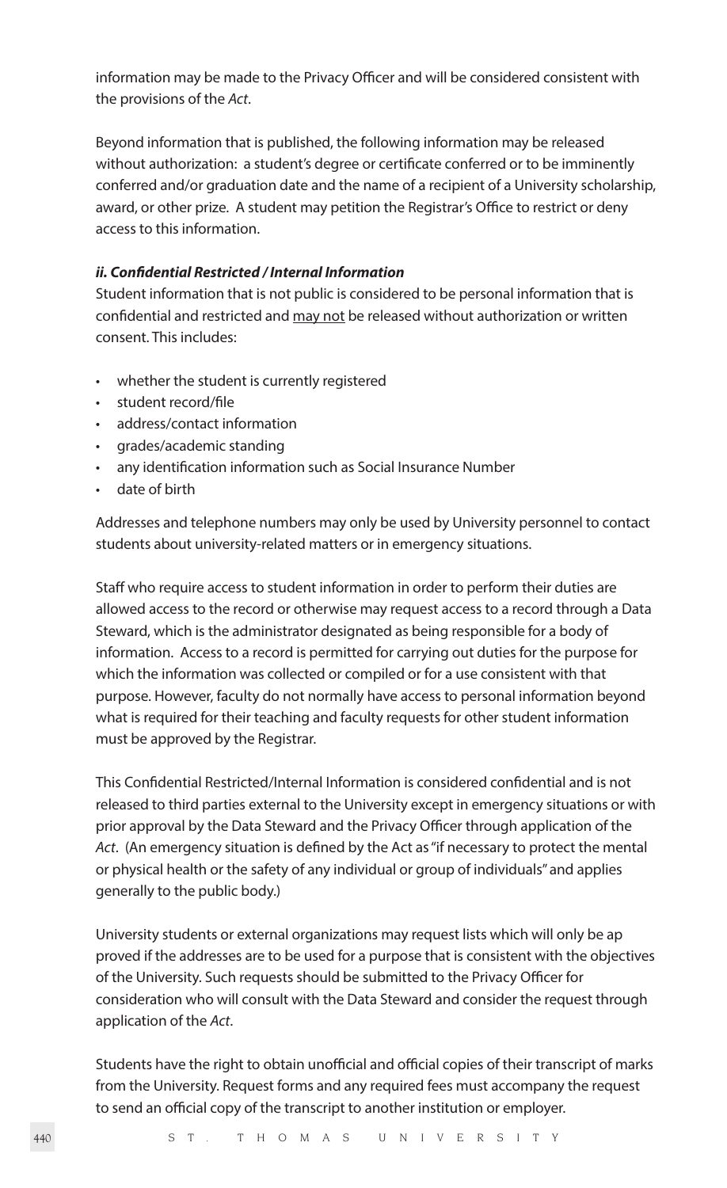information may be made to the Privacy Officer and will be considered consistent with the provisions of the *Act*.

Beyond information that is published, the following information may be released without authorization: a student's degree or certificate conferred or to be imminently conferred and/or graduation date and the name of a recipient of a University scholarship, award, or other prize. A student may petition the Registrar's Office to restrict or deny access to this information.

***ii. Confidential Restricted / Internal Information***

Student information that is not public is considered to be personal information that is confidential and restricted and <u>may not</u> be released without authorization or written consent. This includes:

- whether the student is currently registered
- student record/file
- address/contact information
- grades/academic standing
- any identification information such as Social Insurance Number
- date of birth

Addresses and telephone numbers may only be used by University personnel to contact students about university-related matters or in emergency situations.

Staff who require access to student information in order to perform their duties are allowed access to the record or otherwise may request access to a record through a Data Steward, which is the administrator designated as being responsible for a body of information. Access to a record is permitted for carrying out duties for the purpose for which the information was collected or compiled or for a use consistent with that purpose. However, faculty do not normally have access to personal information beyond what is required for their teaching and faculty requests for other student information must be approved by the Registrar.

This Confidential Restricted/Internal Information is considered confidential and is not released to third parties external to the University except in emergency situations or with prior approval by the Data Steward and the Privacy Officer through application of the *Act*. (An emergency situation is defined by the Act as "if necessary to protect the mental or physical health or the safety of any individual or group of individuals" and applies generally to the public body.)

University students or external organizations may request lists which will only be ap proved if the addresses are to be used for a purpose that is consistent with the objectives of the University. Such requests should be submitted to the Privacy Officer for consideration who will consult with the Data Steward and consider the request through application of the *Act*.

Students have the right to obtain unofficial and official copies of their transcript of marks from the University. Request forms and any required fees must accompany the request to send an official copy of the transcript to another institution or employer.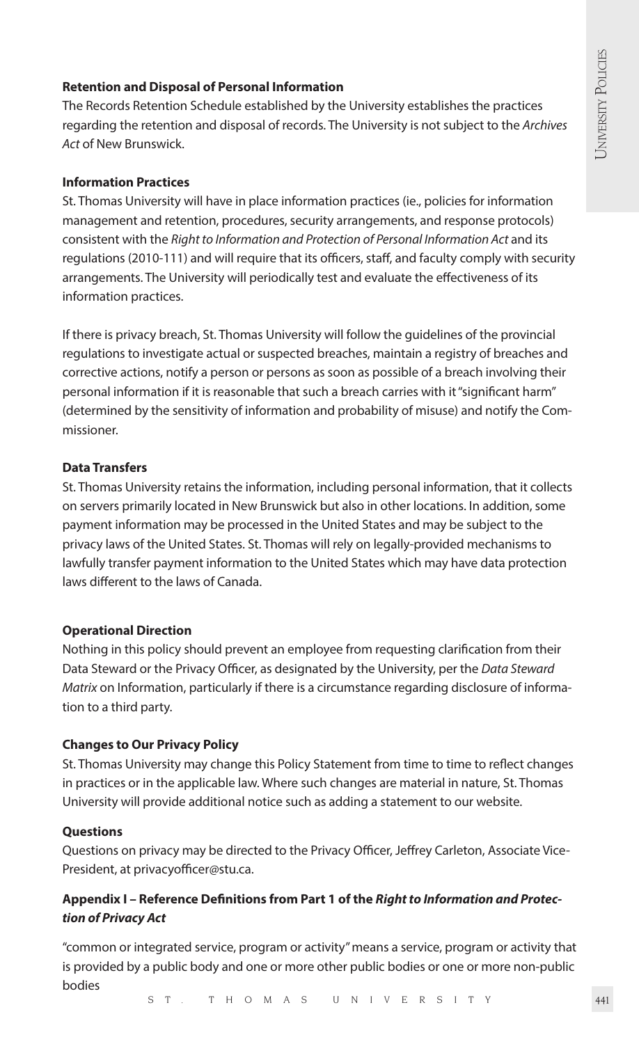**Retention and Disposal of Personal Information**

The Records Retention Schedule established by the University establishes the practices regarding the retention and disposal of records. The University is not subject to the *Archives Act* of New Brunswick.

**Information Practices**

St. Thomas University will have in place information practices (ie., policies for information management and retention, procedures, security arrangements, and response protocols) consistent with the *Right to Information and Protection of Personal Information Act* and its regulations (2010-111) and will require that its officers, staff, and faculty comply with security arrangements. The University will periodically test and evaluate the effectiveness of its information practices.

If there is privacy breach, St. Thomas University will follow the guidelines of the provincial regulations to investigate actual or suspected breaches, maintain a registry of breaches and corrective actions, notify a person or persons as soon as possible of a breach involving their personal information if it is reasonable that such a breach carries with it "significant harm" (determined by the sensitivity of information and probability of misuse) and notify the Commissioner.

**Data Transfers**

St. Thomas University retains the information, including personal information, that it collects on servers primarily located in New Brunswick but also in other locations. In addition, some payment information may be processed in the United States and may be subject to the privacy laws of the United States. St. Thomas will rely on legally-provided mechanisms to lawfully transfer payment information to the United States which may have data protection laws different to the laws of Canada.

**Operational Direction**

Nothing in this policy should prevent an employee from requesting clarification from their Data Steward or the Privacy Officer, as designated by the University, per the *Data Steward Matrix* on Information, particularly if there is a circumstance regarding disclosure of information to a third party.

**Changes to Our Privacy Policy**

St. Thomas University may change this Policy Statement from time to time to reflect changes in practices or in the applicable law. Where such changes are material in nature, St. Thomas University will provide additional notice such as adding a statement to our website.

**Questions**

Questions on privacy may be directed to the Privacy Officer, Jeffrey Carleton, Associate Vice-President, at privacyofficer@stu.ca.

**Appendix I – Reference Definitions from Part 1 of the *Right to Information and Protection of Privacy Act***

"common or integrated service, program or activity" means a service, program or activity that is provided by a public body and one or more other public bodies or one or more non-public bodies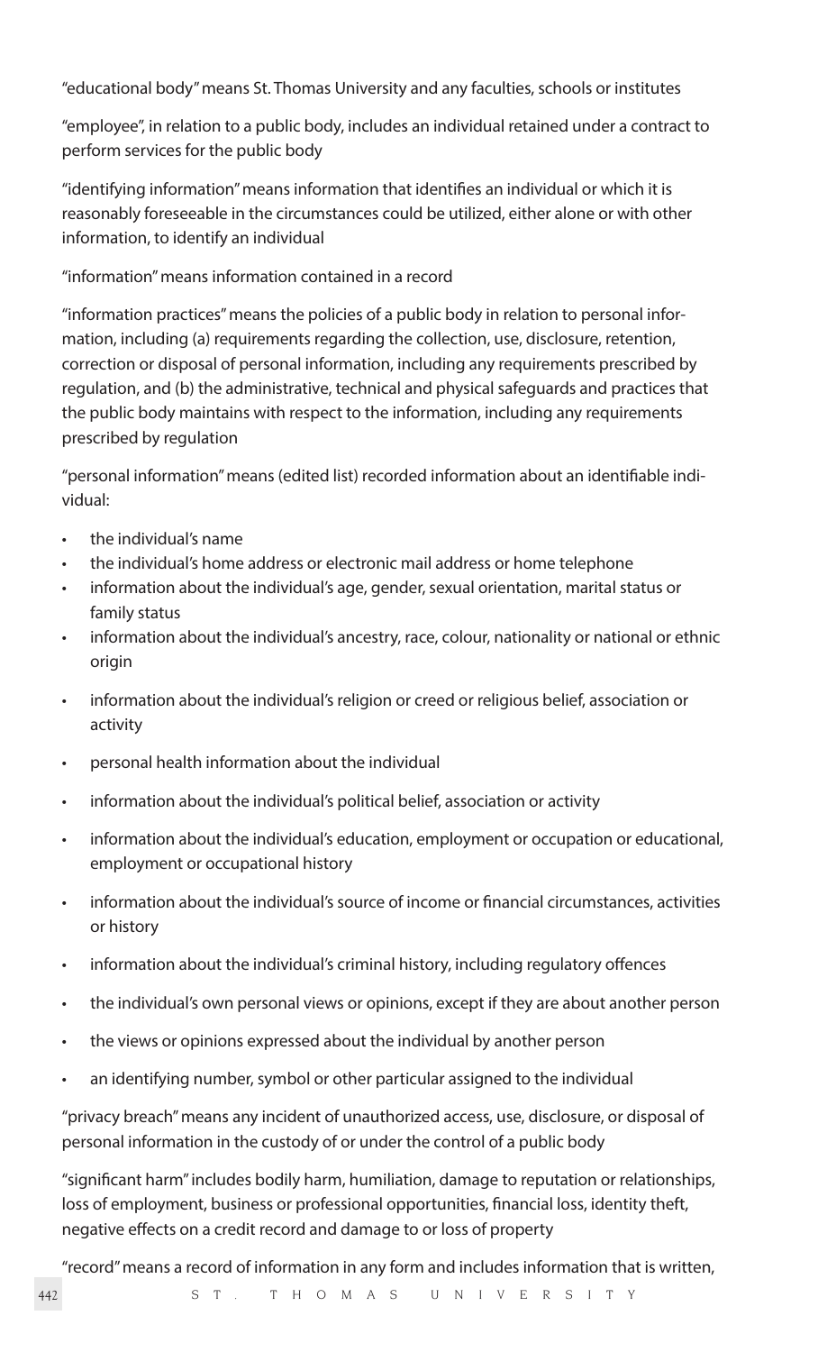"educational body" means St. Thomas University and any faculties, schools or institutes

"employee", in relation to a public body, includes an individual retained under a contract to perform services for the public body

"identifying information" means information that identifies an individual or which it is reasonably foreseeable in the circumstances could be utilized, either alone or with other information, to identify an individual

"information" means information contained in a record

"information practices" means the policies of a public body in relation to personal information, including (a) requirements regarding the collection, use, disclosure, retention, correction or disposal of personal information, including any requirements prescribed by regulation, and (b) the administrative, technical and physical safeguards and practices that the public body maintains with respect to the information, including any requirements prescribed by regulation

"personal information" means (edited list) recorded information about an identifiable individual:

- the individual's name
- the individual's home address or electronic mail address or home telephone
- information about the individual's age, gender, sexual orientation, marital status or family status
- information about the individual's ancestry, race, colour, nationality or national or ethnic origin
- information about the individual's religion or creed or religious belief, association or activity
- personal health information about the individual
- information about the individual's political belief, association or activity
- information about the individual's education, employment or occupation or educational, employment or occupational history
- information about the individual's source of income or financial circumstances, activities or history
- information about the individual's criminal history, including regulatory offences
- the individual's own personal views or opinions, except if they are about another person
- the views or opinions expressed about the individual by another person
- an identifying number, symbol or other particular assigned to the individual

"privacy breach" means any incident of unauthorized access, use, disclosure, or disposal of personal information in the custody of or under the control of a public body

"significant harm" includes bodily harm, humiliation, damage to reputation or relationships, loss of employment, business or professional opportunities, financial loss, identity theft, negative effects on a credit record and damage to or loss of property

"record" means a record of information in any form and includes information that is written,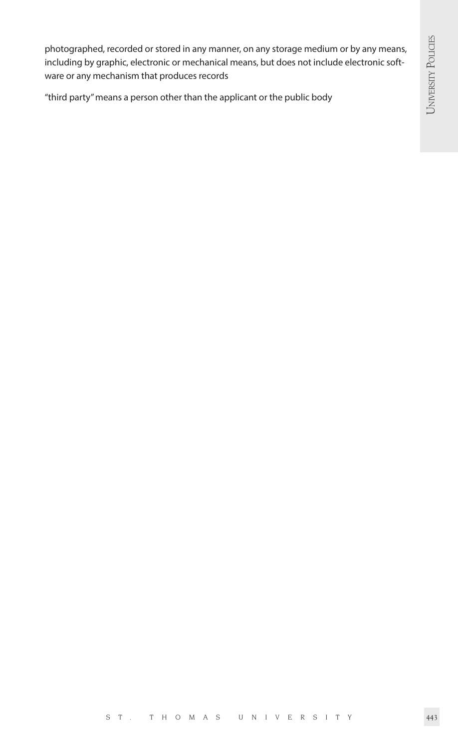photographed, recorded or stored in any manner, on any storage medium or by any means, including by graphic, electronic or mechanical means, but does not include electronic software or any mechanism that produces records

"third party" means a person other than the applicant or the public body